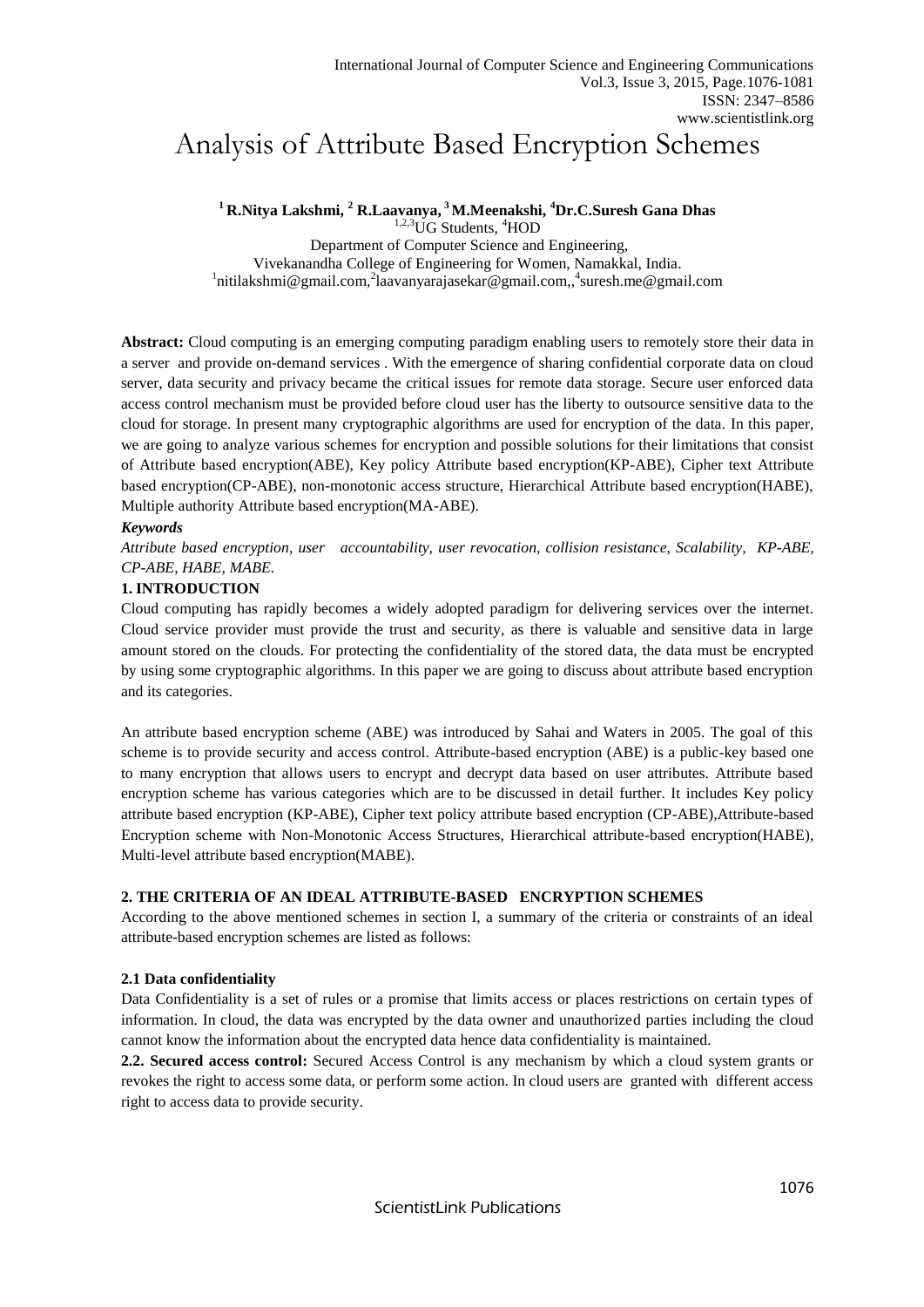# Analysis of Attribute Based Encryption Schemes

**[1] R.Nitya Lakshmi, [2] R.Laavanya, [3] M.Meenakshi, [4] Dr.C.Suresh Gana Dhas**

[1,2,3]UG Students, [4]HOD

Department of Computer Science and Engineering,

Vivekanandha College of Engineering for Women, Namakkal, India.

[1]nitilakshmi@gmail.com,[2]laavanyarajasekar@gmail.com,,[4]suresh.me@gmail.com

**Abstract:** Cloud computing is an emerging computing paradigm enabling users to remotely store their data in a server and provide on-demand services . With the emergence of sharing confidential corporate data on cloud server, data security and privacy became the critical issues for remote data storage. Secure user enforced data access control mechanism must be provided before cloud user has the liberty to outsource sensitive data to the cloud for storage. In present many cryptographic algorithms are used for encryption of the data. In this paper, we are going to analyze various schemes for encryption and possible solutions for their limitations that consist of Attribute based encryption(ABE), Key policy Attribute based encryption(KP-ABE), Cipher text Attribute based encryption(CP-ABE), non-monotonic access structure, Hierarchical Attribute based encryption(HABE), Multiple authority Attribute based encryption(MA-ABE).

***Keywords***

*Attribute based encryption, user accountability, user revocation, collision resistance, Scalability, KP-ABE, CP-ABE, HABE, MABE.*

## 1. INTRODUCTION

Cloud computing has rapidly becomes a widely adopted paradigm for delivering services over the internet. Cloud service provider must provide the trust and security, as there is valuable and sensitive data in large amount stored on the clouds. For protecting the confidentiality of the stored data, the data must be encrypted by using some cryptographic algorithms. In this paper we are going to discuss about attribute based encryption and its categories.

An attribute based encryption scheme (ABE) was introduced by Sahai and Waters in 2005. The goal of this scheme is to provide security and access control. Attribute-based encryption (ABE) is a public-key based one to many encryption that allows users to encrypt and decrypt data based on user attributes. Attribute based encryption scheme has various categories which are to be discussed in detail further. It includes Key policy attribute based encryption (KP-ABE), Cipher text policy attribute based encryption (CP-ABE),Attribute-based Encryption scheme with Non-Monotonic Access Structures, Hierarchical attribute-based encryption(HABE), Multi-level attribute based encryption(MABE).

## 2. THE CRITERIA OF AN IDEAL ATTRIBUTE-BASED ENCRYPTION SCHEMES

According to the above mentioned schemes in section I, a summary of the criteria or constraints of an ideal attribute-based encryption schemes are listed as follows:

### 2.1 Data confidentiality

Data Confidentiality is a set of rules or a promise that limits access or places restrictions on certain types of information. In cloud, the data was encrypted by the data owner and unauthorized parties including the cloud cannot know the information about the encrypted data hence data confidentiality is maintained.

**2.2. Secured access control:** Secured Access Control is any mechanism by which a cloud system grants or revokes the right to access some data, or perform some action. In cloud users are granted with different access right to access data to provide security.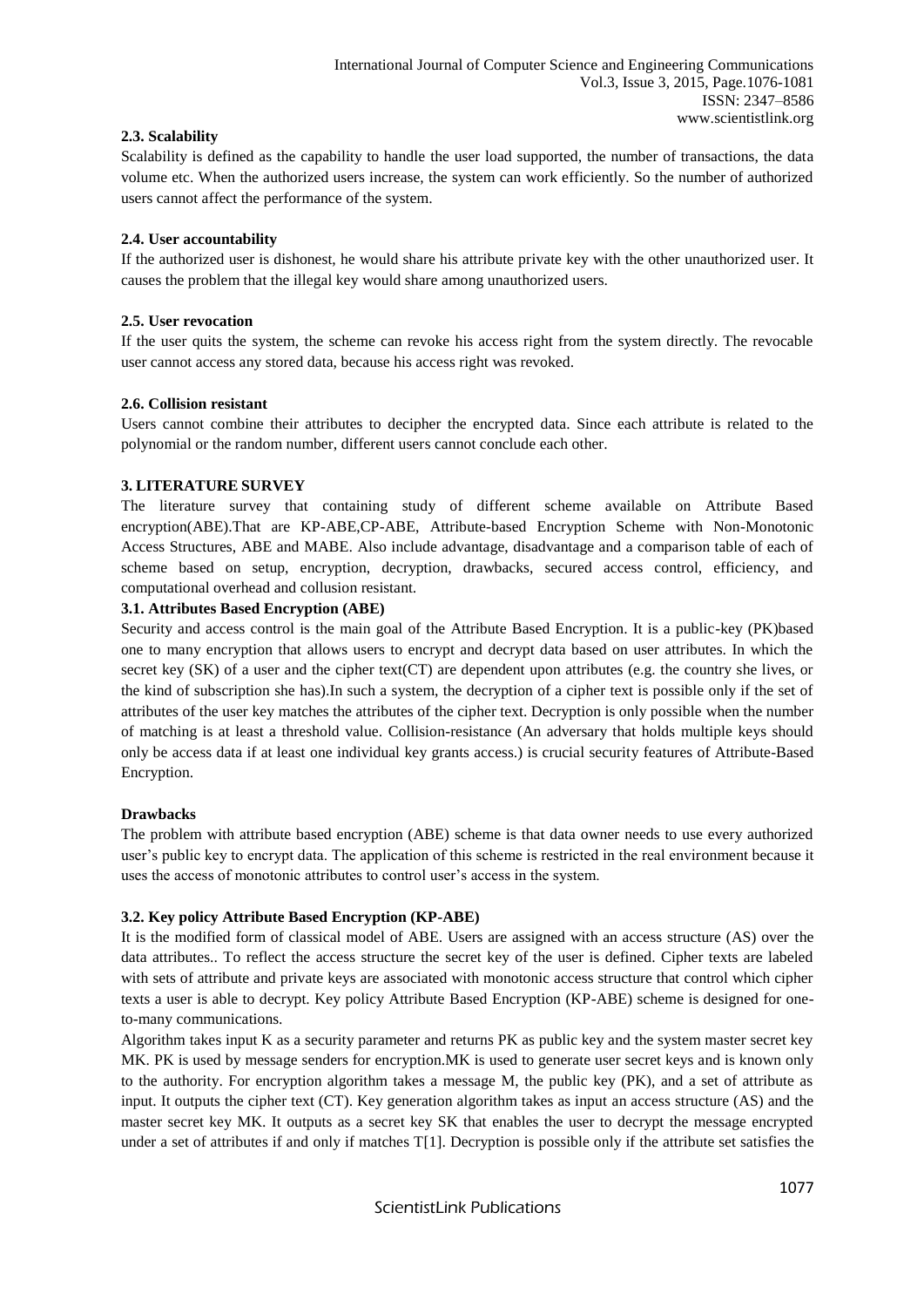#### 2.3. Scalability

Scalability is defined as the capability to handle the user load supported, the number of transactions, the data volume etc. When the authorized users increase, the system can work efficiently. So the number of authorized users cannot affect the performance of the system.

#### 2.4. User accountability

If the authorized user is dishonest, he would share his attribute private key with the other unauthorized user. It causes the problem that the illegal key would share among unauthorized users.

#### 2.5. User revocation

If the user quits the system, the scheme can revoke his access right from the system directly. The revocable user cannot access any stored data, because his access right was revoked.

#### 2.6. Collision resistant

Users cannot combine their attributes to decipher the encrypted data. Since each attribute is related to the polynomial or the random number, different users cannot conclude each other.

### 3. LITERATURE SURVEY

The literature survey that containing study of different scheme available on Attribute Based encryption(ABE).That are KP-ABE,CP-ABE, Attribute-based Encryption Scheme with Non-Monotonic Access Structures, ABE and MABE. Also include advantage, disadvantage and a comparison table of each of scheme based on setup, encryption, decryption, drawbacks, secured access control, efficiency, and computational overhead and collusion resistant.

#### 3.1. Attributes Based Encryption (ABE)

Security and access control is the main goal of the Attribute Based Encryption. It is a public-key (PK)based one to many encryption that allows users to encrypt and decrypt data based on user attributes. In which the secret key (SK) of a user and the cipher text(CT) are dependent upon attributes (e.g. the country she lives, or the kind of subscription she has).In such a system, the decryption of a cipher text is possible only if the set of attributes of the user key matches the attributes of the cipher text. Decryption is only possible when the number of matching is at least a threshold value. Collision-resistance (An adversary that holds multiple keys should only be access data if at least one individual key grants access.) is crucial security features of Attribute-Based Encryption.

**Drawbacks**

The problem with attribute based encryption (ABE) scheme is that data owner needs to use every authorized user's public key to encrypt data. The application of this scheme is restricted in the real environment because it uses the access of monotonic attributes to control user's access in the system.

#### 3.2. Key policy Attribute Based Encryption (KP-ABE)

It is the modified form of classical model of ABE. Users are assigned with an access structure (AS) over the data attributes.. To reflect the access structure the secret key of the user is defined. Cipher texts are labeled with sets of attribute and private keys are associated with monotonic access structure that control which cipher texts a user is able to decrypt. Key policy Attribute Based Encryption (KP-ABE) scheme is designed for one-to-many communications.

Algorithm takes input K as a security parameter and returns PK as public key and the system master secret key MK. PK is used by message senders for encryption.MK is used to generate user secret keys and is known only to the authority. For encryption algorithm takes a message M, the public key (PK), and a set of attribute as input. It outputs the cipher text (CT). Key generation algorithm takes as input an access structure (AS) and the master secret key MK. It outputs as a secret key SK that enables the user to decrypt the message encrypted under a set of attributes if and only if matches T[1]. Decryption is possible only if the attribute set satisfies the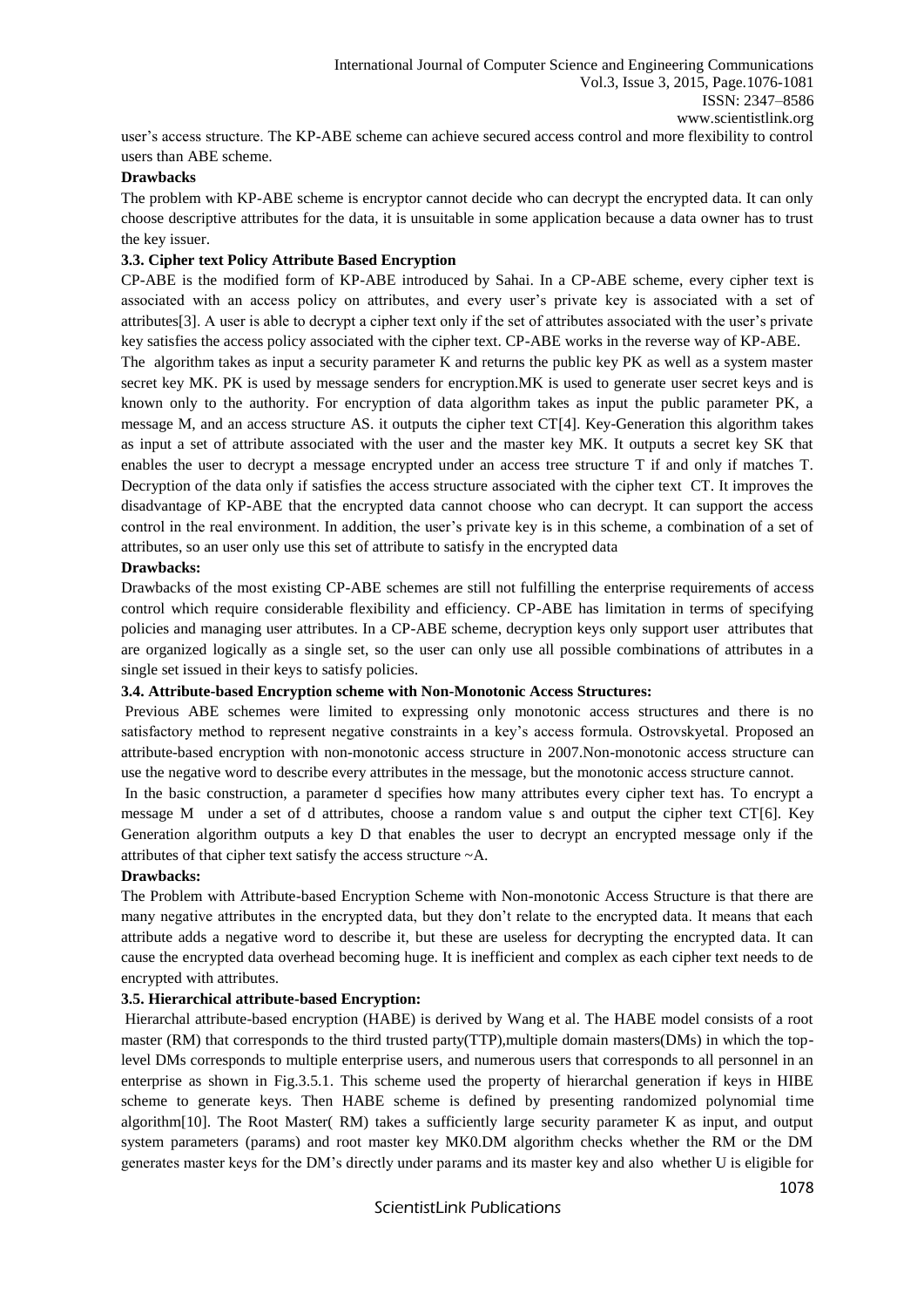user's access structure. The KP-ABE scheme can achieve secured access control and more flexibility to control users than ABE scheme.

**Drawbacks**

The problem with KP-ABE scheme is encryptor cannot decide who can decrypt the encrypted data. It can only choose descriptive attributes for the data, it is unsuitable in some application because a data owner has to trust the key issuer.

**3.3. Cipher text Policy Attribute Based Encryption**

CP-ABE is the modified form of KP-ABE introduced by Sahai. In a CP-ABE scheme, every cipher text is associated with an access policy on attributes, and every user's private key is associated with a set of attributes[3]. A user is able to decrypt a cipher text only if the set of attributes associated with the user's private key satisfies the access policy associated with the cipher text. CP-ABE works in the reverse way of KP-ABE.

The algorithm takes as input a security parameter K and returns the public key PK as well as a system master secret key MK. PK is used by message senders for encryption.MK is used to generate user secret keys and is known only to the authority. For encryption of data algorithm takes as input the public parameter PK, a message M, and an access structure AS. it outputs the cipher text CT[4]. Key-Generation this algorithm takes as input a set of attribute associated with the user and the master key MK. It outputs a secret key SK that enables the user to decrypt a message encrypted under an access tree structure T if and only if matches T. Decryption of the data only if satisfies the access structure associated with the cipher text CT. It improves the disadvantage of KP-ABE that the encrypted data cannot choose who can decrypt. It can support the access control in the real environment. In addition, the user's private key is in this scheme, a combination of a set of attributes, so an user only use this set of attribute to satisfy in the encrypted data

**Drawbacks:**

Drawbacks of the most existing CP-ABE schemes are still not fulfilling the enterprise requirements of access control which require considerable flexibility and efficiency. CP-ABE has limitation in terms of specifying policies and managing user attributes. In a CP-ABE scheme, decryption keys only support user attributes that are organized logically as a single set, so the user can only use all possible combinations of attributes in a single set issued in their keys to satisfy policies.

**3.4. Attribute-based Encryption scheme with Non-Monotonic Access Structures:**

Previous ABE schemes were limited to expressing only monotonic access structures and there is no satisfactory method to represent negative constraints in a key's access formula. Ostrovskyetal. Proposed an attribute-based encryption with non-monotonic access structure in 2007.Non-monotonic access structure can use the negative word to describe every attributes in the message, but the monotonic access structure cannot.

In the basic construction, a parameter d specifies how many attributes every cipher text has. To encrypt a message M under a set of d attributes, choose a random value s and output the cipher text CT[6]. Key Generation algorithm outputs a key D that enables the user to decrypt an encrypted message only if the attributes of that cipher text satisfy the access structure ~A.

**Drawbacks:**

The Problem with Attribute-based Encryption Scheme with Non-monotonic Access Structure is that there are many negative attributes in the encrypted data, but they don't relate to the encrypted data. It means that each attribute adds a negative word to describe it, but these are useless for decrypting the encrypted data. It can cause the encrypted data overhead becoming huge. It is inefficient and complex as each cipher text needs to de encrypted with attributes.

**3.5. Hierarchical attribute-based Encryption:**

Hierarchal attribute-based encryption (HABE) is derived by Wang et al. The HABE model consists of a root master (RM) that corresponds to the third trusted party(TTP),multiple domain masters(DMs) in which the top-level DMs corresponds to multiple enterprise users, and numerous users that corresponds to all personnel in an enterprise as shown in Fig.3.5.1. This scheme used the property of hierarchal generation if keys in HIBE scheme to generate keys. Then HABE scheme is defined by presenting randomized polynomial time algorithm[10]. The Root Master( RM) takes a sufficiently large security parameter K as input, and output system parameters (params) and root master key MK0.DM algorithm checks whether the RM or the DM generates master keys for the DM's directly under params and its master key and also whether U is eligible for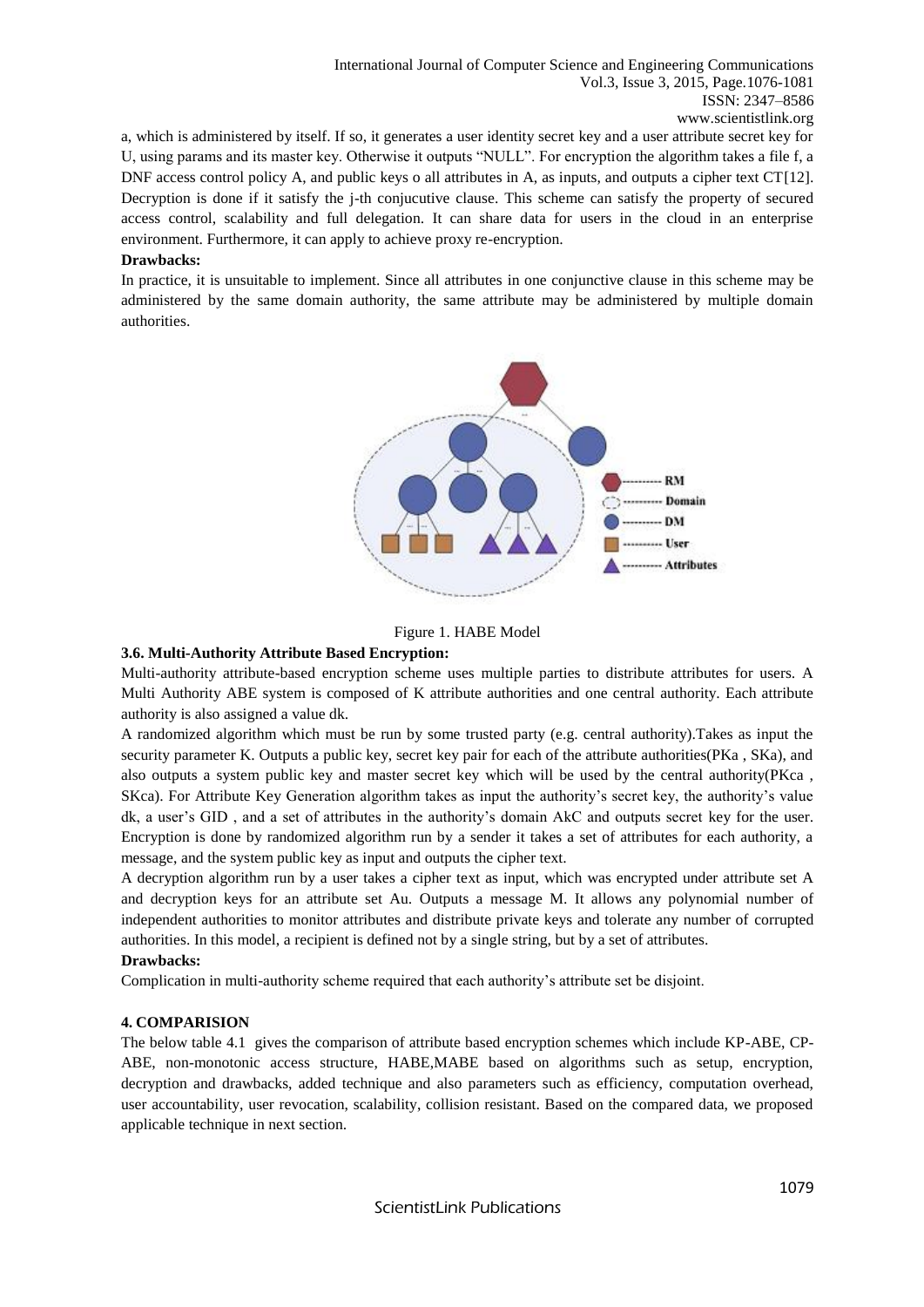a, which is administered by itself. If so, it generates a user identity secret key and a user attribute secret key for U, using params and its master key. Otherwise it outputs "NULL". For encryption the algorithm takes a file f, a DNF access control policy A, and public keys o all attributes in A, as inputs, and outputs a cipher text CT[12]. Decryption is done if it satisfy the j-th conjucutive clause. This scheme can satisfy the property of secured access control, scalability and full delegation. It can share data for users in the cloud in an enterprise environment. Furthermore, it can apply to achieve proxy re-encryption.

**Drawbacks:**

In practice, it is unsuitable to implement. Since all attributes in one conjunctive clause in this scheme may be administered by the same domain authority, the same attribute may be administered by multiple domain authorities.

Figure 1. HABE Model

### 3.6. Multi-Authority Attribute Based Encryption:

Multi-authority attribute-based encryption scheme uses multiple parties to distribute attributes for users. A Multi Authority ABE system is composed of K attribute authorities and one central authority. Each attribute authority is also assigned a value dk.

A randomized algorithm which must be run by some trusted party (e.g. central authority).Takes as input the security parameter K. Outputs a public key, secret key pair for each of the attribute authorities(PKa , SKa), and also outputs a system public key and master secret key which will be used by the central authority(PKca , SKca). For Attribute Key Generation algorithm takes as input the authority's secret key, the authority's value dk, a user's GID , and a set of attributes in the authority's domain AkC and outputs secret key for the user. Encryption is done by randomized algorithm run by a sender it takes a set of attributes for each authority, a message, and the system public key as input and outputs the cipher text.

A decryption algorithm run by a user takes a cipher text as input, which was encrypted under attribute set A and decryption keys for an attribute set Au. Outputs a message M. It allows any polynomial number of independent authorities to monitor attributes and distribute private keys and tolerate any number of corrupted authorities. In this model, a recipient is defined not by a single string, but by a set of attributes.

**Drawbacks:**

Complication in multi-authority scheme required that each authority's attribute set be disjoint.

## 4. COMPARISION

The below table 4.1 gives the comparison of attribute based encryption schemes which include KP-ABE, CP-ABE, non-monotonic access structure, HABE,MABE based on algorithms such as setup, encryption, decryption and drawbacks, added technique and also parameters such as efficiency, computation overhead, user accountability, user revocation, scalability, collision resistant. Based on the compared data, we proposed applicable technique in next section.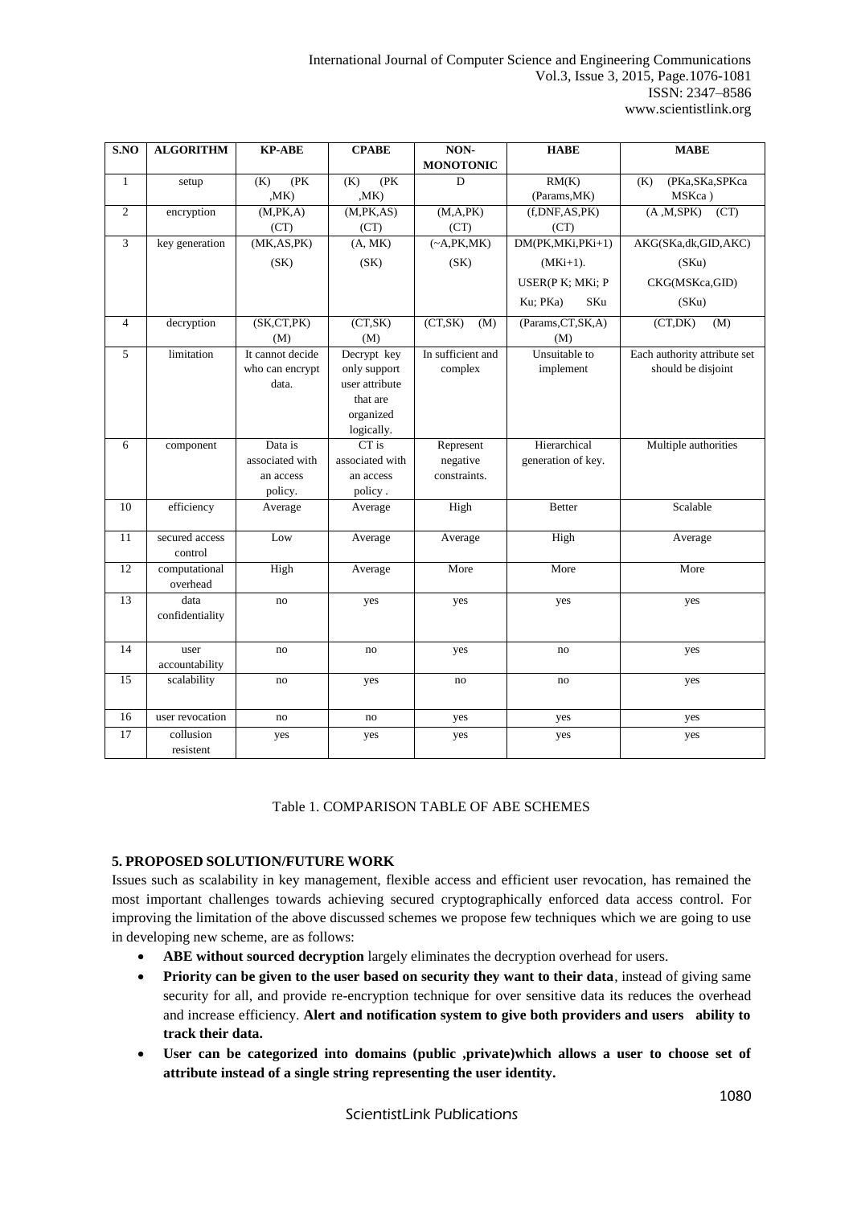| S.NO | ALGORITHM | KP-ABE | CPABE | NON-MONOTONIC | HABE | MABE |
|---|---|---|---|---|---|---|
| 1 | setup | (K) (PK ,MK) | (K) (PK ,MK) | D | RM(K) (Params,MK) | (K) (PKa,SKa,SPKca MSKca ) |
| 2 | encryption | (M,PK,A) (CT) | (M,PK,AS) (CT) | (M,A,PK) (CT) | (f,DNF,AS,PK) (CT) | (A ,M,SPK) (CT) |
| 3 | key generation | (MK,AS,PK) (SK) | (A, MK) (SK) | (~A,PK,MK) (SK) | DM(PK,MKi,PKi+1) (MKi+1). USER(P K; MKi; P Ku; PKa) SKu | AKG(SKa,dk,GID,AKC) (SKu) CKG(MSKca,GID) (SKu) |
| 4 | decryption | (SK,CT,PK) (M) | (CT,SK) (M) | (CT,SK) (M) | (Params,CT,SK,A) (M) | (CT,DK) (M) |
| 5 | limitation | It cannot decide who can encrypt data. | Decrypt key only support user attribute that are organized logically. | In sufficient and complex | Unsuitable to implement | Each authority attribute set should be disjoint |
| 6 | component | Data is associated with an access policy. | CT is associated with an access policy . | Represent negative constraints. | Hierarchical generation of key. | Multiple authorities |
| 10 | efficiency | Average | Average | High | Better | Scalable |
| 11 | secured access control | Low | Average | Average | High | Average |
| 12 | computational overhead | High | Average | More | More | More |
| 13 | data confidentiality | no | yes | yes | yes | yes |
| 14 | user accountability | no | no | yes | no | yes |
| 15 | scalability | no | yes | no | no | yes |
| 16 | user revocation | no | no | yes | yes | yes |
| 17 | collusion resistent | yes | yes | yes | yes | yes |

Table 1. COMPARISON TABLE OF ABE SCHEMES

### 5. PROPOSED SOLUTION/FUTURE WORK

Issues such as scalability in key management, flexible access and efficient user revocation, has remained the most important challenges towards achieving secured cryptographically enforced data access control. For improving the limitation of the above discussed schemes we propose few techniques which we are going to use in developing new scheme, are as follows:

- **ABE without sourced decryption** largely eliminates the decryption overhead for users.
- **Priority can be given to the user based on security they want to their data**, instead of giving same security for all, and provide re-encryption technique for over sensitive data its reduces the overhead and increase efficiency. **Alert and notification system to give both providers and users ability to track their data.**
- **User can be categorized into domains (public ,private)which allows a user to choose set of attribute instead of a single string representing the user identity.**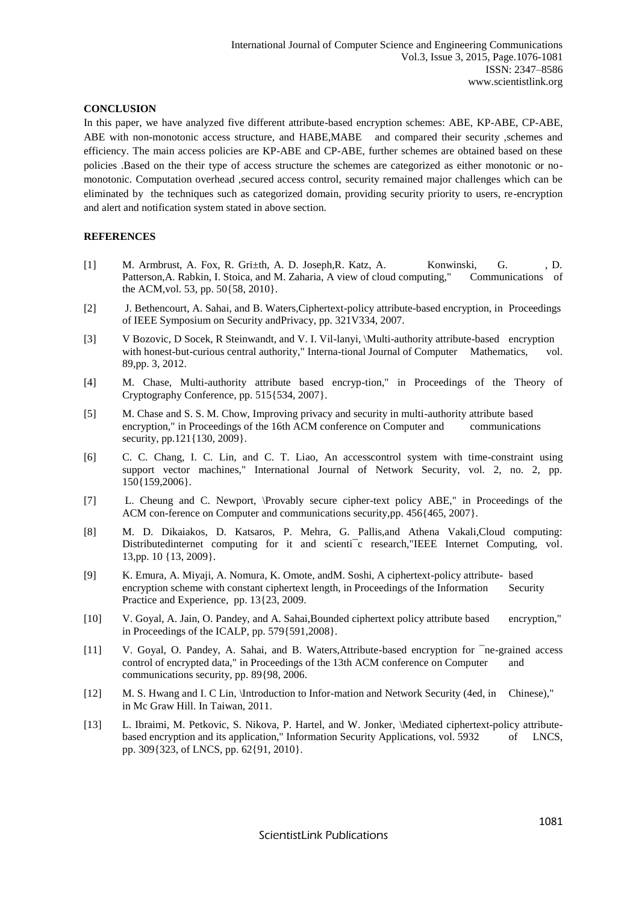**CONCLUSION**

In this paper, we have analyzed five different attribute-based encryption schemes: ABE, KP-ABE, CP-ABE, ABE with non-monotonic access structure, and HABE,MABE and compared their security ,schemes and efficiency. The main access policies are KP-ABE and CP-ABE, further schemes are obtained based on these policies .Based on the their type of access structure the schemes are categorized as either monotonic or no-monotonic. Computation overhead ,secured access control, security remained major challenges which can be eliminated by the techniques such as categorized domain, providing security priority to users, re-encryption and alert and notification system stated in above section.

**REFERENCES**

[1] M. Armbrust, A. Fox, R. Gri±th, A. D. Joseph,R. Katz, A. Konwinski, G. , D. Patterson,A. Rabkin, I. Stoica, and M. Zaharia, A view of cloud computing," Communications of the ACM,vol. 53, pp. 50{58, 2010}.

[2] J. Bethencourt, A. Sahai, and B. Waters,Ciphertext-policy attribute-based encryption, in Proceedings of IEEE Symposium on Security andPrivacy, pp. 321V334, 2007.

[3] V Bozovic, D Socek, R Steinwandt, and V. I. Vil-lanyi, \Multi-authority attribute-based encryption with honest-but-curious central authority," Interna-tional Journal of Computer Mathematics, vol. 89,pp. 3, 2012.

[4] M. Chase, Multi-authority attribute based encryp-tion," in Proceedings of the Theory of Cryptography Conference, pp. 515{534, 2007}.

[5] M. Chase and S. S. M. Chow, Improving privacy and security in multi-authority attribute based encryption," in Proceedings of the 16th ACM conference on Computer and communications security, pp.121{130, 2009}.

[6] C. C. Chang, I. C. Lin, and C. T. Liao, An accesscontrol system with time-constraint using support vector machines," International Journal of Network Security, vol. 2, no. 2, pp. 150{159,2006}.

[7] L. Cheung and C. Newport, \Provably secure cipher-text policy ABE," in Proceedings of the ACM con-ference on Computer and communications security,pp. 456{465, 2007}.

[8] M. D. Dikaiakos, D. Katsaros, P. Mehra, G. Pallis,and Athena Vakali,Cloud computing: Distributedinternet computing for it and scienti¯c research,"IEEE Internet Computing, vol. 13,pp. 10 {13, 2009}.

[9] K. Emura, A. Miyaji, A. Nomura, K. Omote, andM. Soshi, A ciphertext-policy attribute- based encryption scheme with constant ciphertext length, in Proceedings of the Information Security Practice and Experience, pp. 13{23, 2009.

[10] V. Goyal, A. Jain, O. Pandey, and A. Sahai,Bounded ciphertext policy attribute based encryption," in Proceedings of the ICALP, pp. 579{591,2008}.

[11] V. Goyal, O. Pandey, A. Sahai, and B. Waters,Attribute-based encryption for ¯ne-grained access control of encrypted data," in Proceedings of the 13th ACM conference on Computer and communications security, pp. 89{98, 2006.

[12] M. S. Hwang and I. C Lin, \Introduction to Infor-mation and Network Security (4ed, in Chinese)," in Mc Graw Hill. In Taiwan, 2011.

[13] L. Ibraimi, M. Petkovic, S. Nikova, P. Hartel, and W. Jonker, \Mediated ciphertext-policy attribute-based encryption and its application," Information Security Applications, vol. 5932 of LNCS, pp. 309{323, of LNCS, pp. 62{91, 2010}.